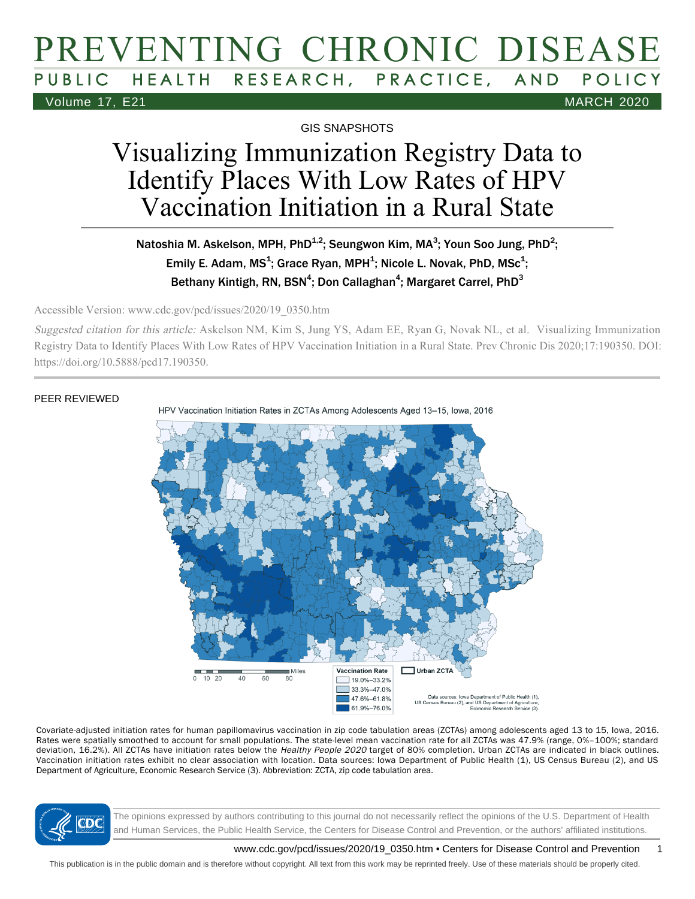# PREVENTING CHRONIC DISEASE

PUBLIC HEALTH RESEARCH, PRACTICE, AND POLICY

GIS SNAPSHOTS

# Visualizing Immunization Registry Data to Identify Places With Low Rates of HPV Vaccination Initiation in a Rural State

Natoshia M. Askelson, MPH, PhD[1,2]; Seungwon Kim, MA[3]; Youn Soo Jung, PhD[2]; Emily E. Adam, MS[1]; Grace Ryan, MPH[1]; Nicole L. Novak, PhD, MSc[1]; Bethany Kintigh, RN, BSN[4]; Don Callaghan[4]; Margaret Carrel, PhD[3]

Accessible Version: www.cdc.gov/pcd/issues/2020/19_0350.htm

*Suggested citation for this article:* Askelson NM, Kim S, Jung YS, Adam EE, Ryan G, Novak NL, et al. Visualizing Immunization Registry Data to Identify Places With Low Rates of HPV Vaccination Initiation in a Rural State. Prev Chronic Dis 2020;17:190350. DOI: https://doi.org/10.5888/pcd17.190350.

PEER REVIEWED

HPV Vaccination Initiation Rates in ZCTAs Among Adolescents Aged 13–15, Iowa, 2016

Vaccination Rate: 19.0%–33.2%; 33.3%–47.0%; 47.6%–61.8%; 61.9%–76.0%. Urban ZCTA. Miles: 0 10 20 40 60 80

Data sources: Iowa Department of Public Health (1), US Census Bureau (2), and US Department of Agriculture, Economic Research Service (3).

Covariate-adjusted initiation rates for human papillomavirus vaccination in zip code tabulation areas (ZCTAs) among adolescents aged 13 to 15, Iowa, 2016. Rates were spatially smoothed to account for small populations. The state-level mean vaccination rate for all ZCTAs was 47.9% (range, 0%–100%; standard deviation, 16.2%). All ZCTAs have initiation rates below the *Healthy People 2020* target of 80% completion. Urban ZCTAs are indicated in black outlines. Vaccination initiation rates exhibit no clear association with location. Data sources: Iowa Department of Public Health (1), US Census Bureau (2), and US Department of Agriculture, Economic Research Service (3). Abbreviation: ZCTA, zip code tabulation area.

The opinions expressed by authors contributing to this journal do not necessarily reflect the opinions of the U.S. Department of Health and Human Services, the Public Health Service, the Centers for Disease Control and Prevention, or the authors' affiliated institutions.

This publication is in the public domain and is therefore without copyright. All text from this work may be reprinted freely. Use of these materials should be properly cited.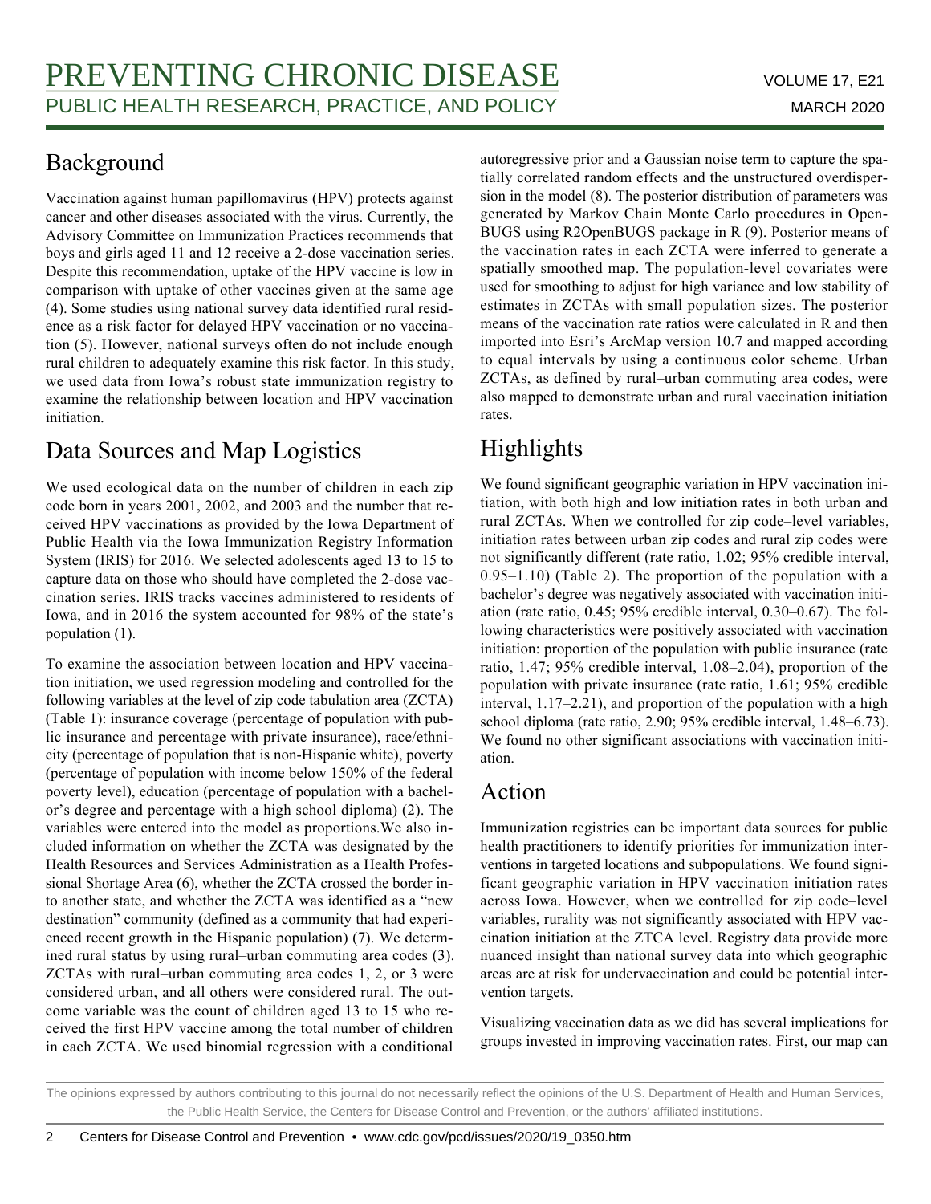## Background

Vaccination against human papillomavirus (HPV) protects against cancer and other diseases associated with the virus. Currently, the Advisory Committee on Immunization Practices recommends that boys and girls aged 11 and 12 receive a 2-dose vaccination series. Despite this recommendation, uptake of the HPV vaccine is low in comparison with uptake of other vaccines given at the same age (4). Some studies using national survey data identified rural residence as a risk factor for delayed HPV vaccination or no vaccination (5). However, national surveys often do not include enough rural children to adequately examine this risk factor. In this study, we used data from Iowa's robust state immunization registry to examine the relationship between location and HPV vaccination initiation.

## Data Sources and Map Logistics

We used ecological data on the number of children in each zip code born in years 2001, 2002, and 2003 and the number that received HPV vaccinations as provided by the Iowa Department of Public Health via the Iowa Immunization Registry Information System (IRIS) for 2016. We selected adolescents aged 13 to 15 to capture data on those who should have completed the 2-dose vaccination series. IRIS tracks vaccines administered to residents of Iowa, and in 2016 the system accounted for 98% of the state's population (1).

To examine the association between location and HPV vaccination initiation, we used regression modeling and controlled for the following variables at the level of zip code tabulation area (ZCTA) (Table 1): insurance coverage (percentage of population with public insurance and percentage with private insurance), race/ethnicity (percentage of population that is non-Hispanic white), poverty (percentage of population with income below 150% of the federal poverty level), education (percentage of population with a bachelor's degree and percentage with a high school diploma) (2). The variables were entered into the model as proportions.We also included information on whether the ZCTA was designated by the Health Resources and Services Administration as a Health Professional Shortage Area (6), whether the ZCTA crossed the border into another state, and whether the ZCTA was identified as a "new destination" community (defined as a community that had experienced recent growth in the Hispanic population) (7). We determined rural status by using rural–urban commuting area codes (3). ZCTAs with rural–urban commuting area codes 1, 2, or 3 were considered urban, and all others were considered rural. The outcome variable was the count of children aged 13 to 15 who received the first HPV vaccine among the total number of children in each ZCTA. We used binomial regression with a conditional autoregressive prior and a Gaussian noise term to capture the spatially correlated random effects and the unstructured overdispersion in the model (8). The posterior distribution of parameters was generated by Markov Chain Monte Carlo procedures in OpenBUGS using R2OpenBUGS package in R (9). Posterior means of the vaccination rates in each ZCTA were inferred to generate a spatially smoothed map. The population-level covariates were used for smoothing to adjust for high variance and low stability of estimates in ZCTAs with small population sizes. The posterior means of the vaccination rate ratios were calculated in R and then imported into Esri's ArcMap version 10.7 and mapped according to equal intervals by using a continuous color scheme. Urban ZCTAs, as defined by rural–urban commuting area codes, were also mapped to demonstrate urban and rural vaccination initiation rates.

## Highlights

We found significant geographic variation in HPV vaccination initiation, with both high and low initiation rates in both urban and rural ZCTAs. When we controlled for zip code–level variables, initiation rates between urban zip codes and rural zip codes were not significantly different (rate ratio, 1.02; 95% credible interval, 0.95–1.10) (Table 2). The proportion of the population with a bachelor's degree was negatively associated with vaccination initiation (rate ratio, 0.45; 95% credible interval, 0.30–0.67). The following characteristics were positively associated with vaccination initiation: proportion of the population with public insurance (rate ratio, 1.47; 95% credible interval, 1.08–2.04), proportion of the population with private insurance (rate ratio, 1.61; 95% credible interval, 1.17–2.21), and proportion of the population with a high school diploma (rate ratio, 2.90; 95% credible interval, 1.48–6.73). We found no other significant associations with vaccination initiation.

## Action

Immunization registries can be important data sources for public health practitioners to identify priorities for immunization interventions in targeted locations and subpopulations. We found significant geographic variation in HPV vaccination initiation rates across Iowa. However, when we controlled for zip code–level variables, rurality was not significantly associated with HPV vaccination initiation at the ZTCA level. Registry data provide more nuanced insight than national survey data into which geographic areas are at risk for undervaccination and could be potential intervention targets.

Visualizing vaccination data as we did has several implications for groups invested in improving vaccination rates. First, our map can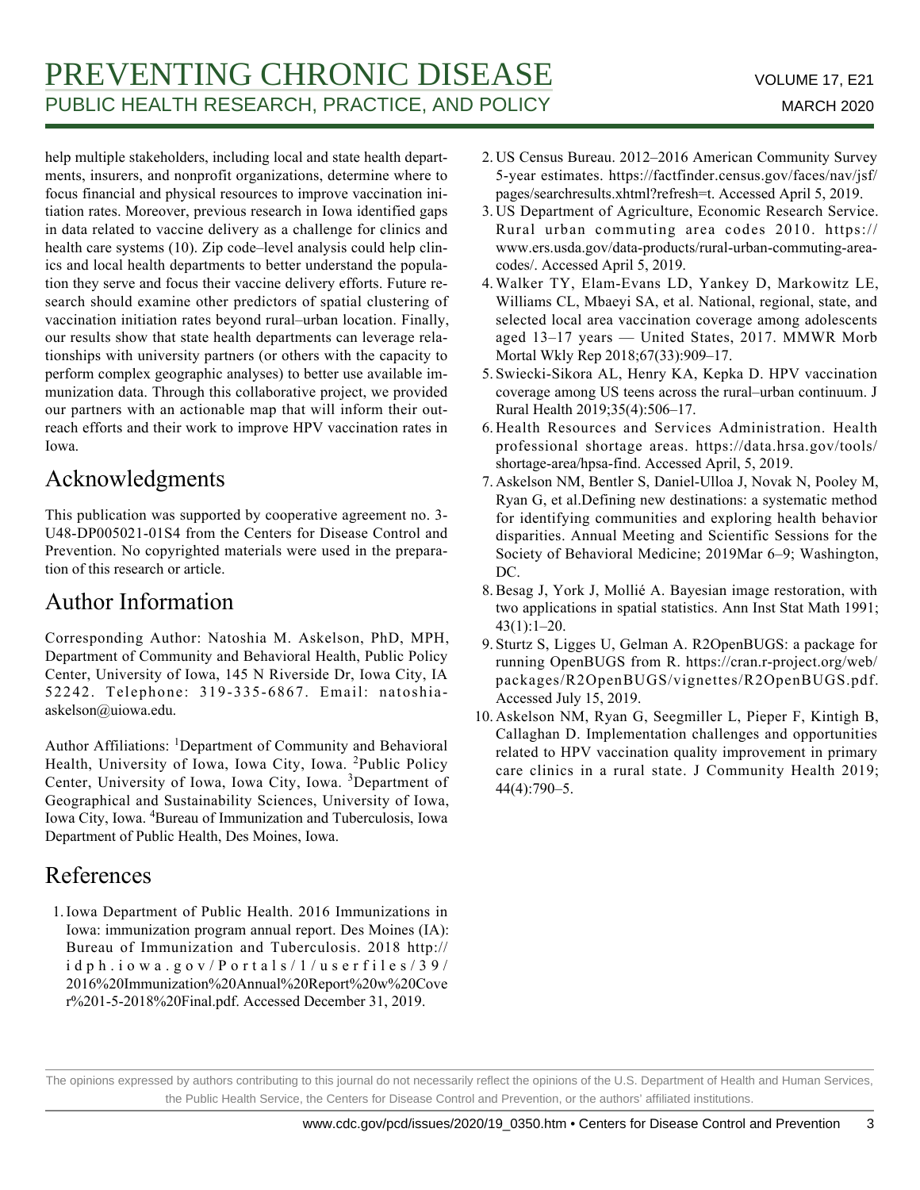help multiple stakeholders, including local and state health departments, insurers, and nonprofit organizations, determine where to focus financial and physical resources to improve vaccination initiation rates. Moreover, previous research in Iowa identified gaps in data related to vaccine delivery as a challenge for clinics and health care systems (10). Zip code–level analysis could help clinics and local health departments to better understand the population they serve and focus their vaccine delivery efforts. Future research should examine other predictors of spatial clustering of vaccination initiation rates beyond rural–urban location. Finally, our results show that state health departments can leverage relationships with university partners (or others with the capacity to perform complex geographic analyses) to better use available immunization data. Through this collaborative project, we provided our partners with an actionable map that will inform their outreach efforts and their work to improve HPV vaccination rates in Iowa.

## Acknowledgments

This publication was supported by cooperative agreement no. 3-U48-DP005021-01S4 from the Centers for Disease Control and Prevention. No copyrighted materials were used in the preparation of this research or article.

## Author Information

Corresponding Author: Natoshia M. Askelson, PhD, MPH, Department of Community and Behavioral Health, Public Policy Center, University of Iowa, 145 N Riverside Dr, Iowa City, IA 52242. Telephone: 319-335-6867. Email: natoshia-askelson@uiowa.edu.

Author Affiliations: [1]Department of Community and Behavioral Health, University of Iowa, Iowa City, Iowa. [2]Public Policy Center, University of Iowa, Iowa City, Iowa. [3]Department of Geographical and Sustainability Sciences, University of Iowa, Iowa City, Iowa. [4]Bureau of Immunization and Tuberculosis, Iowa Department of Public Health, Des Moines, Iowa.

## References

1. Iowa Department of Public Health. 2016 Immunizations in Iowa: immunization program annual report. Des Moines (IA): Bureau of Immunization and Tuberculosis. 2018 http://idph.iowa.gov/Portals/1/userfiles/39/2016%20Immunization%20Annual%20Report%20w%20Cover%201-5-2018%20Final.pdf. Accessed December 31, 2019.
2. US Census Bureau. 2012–2016 American Community Survey 5-year estimates. https://factfinder.census.gov/faces/nav/jsf/pages/searchresults.xhtml?refresh=t. Accessed April 5, 2019.
3. US Department of Agriculture, Economic Research Service. Rural urban commuting area codes 2010. https://www.ers.usda.gov/data-products/rural-urban-commuting-area-codes/. Accessed April 5, 2019.
4. Walker TY, Elam-Evans LD, Yankey D, Markowitz LE, Williams CL, Mbaeyi SA, et al. National, regional, state, and selected local area vaccination coverage among adolescents aged 13–17 years — United States, 2017. MMWR Morb Mortal Wkly Rep 2018;67(33):909–17.
5. Swiecki-Sikora AL, Henry KA, Kepka D. HPV vaccination coverage among US teens across the rural–urban continuum. J Rural Health 2019;35(4):506–17.
6. Health Resources and Services Administration. Health professional shortage areas. https://data.hrsa.gov/tools/shortage-area/hpsa-find. Accessed April, 5, 2019.
7. Askelson NM, Bentler S, Daniel-Ulloa J, Novak N, Pooley M, Ryan G, et al.Defining new destinations: a systematic method for identifying communities and exploring health behavior disparities. Annual Meeting and Scientific Sessions for the Society of Behavioral Medicine; 2019Mar 6–9; Washington, DC.
8. Besag J, York J, Mollié A. Bayesian image restoration, with two applications in spatial statistics. Ann Inst Stat Math 1991; 43(1):1–20.
9. Sturtz S, Ligges U, Gelman A. R2OpenBUGS: a package for running OpenBUGS from R. https://cran.r-project.org/web/packages/R2OpenBUGS/vignettes/R2OpenBUGS.pdf. Accessed July 15, 2019.
10. Askelson NM, Ryan G, Seegmiller L, Pieper F, Kintigh B, Callaghan D. Implementation challenges and opportunities related to HPV vaccination quality improvement in primary care clinics in a rural state. J Community Health 2019; 44(4):790–5.

The opinions expressed by authors contributing to this journal do not necessarily reflect the opinions of the U.S. Department of Health and Human Services, the Public Health Service, the Centers for Disease Control and Prevention, or the authors' affiliated institutions.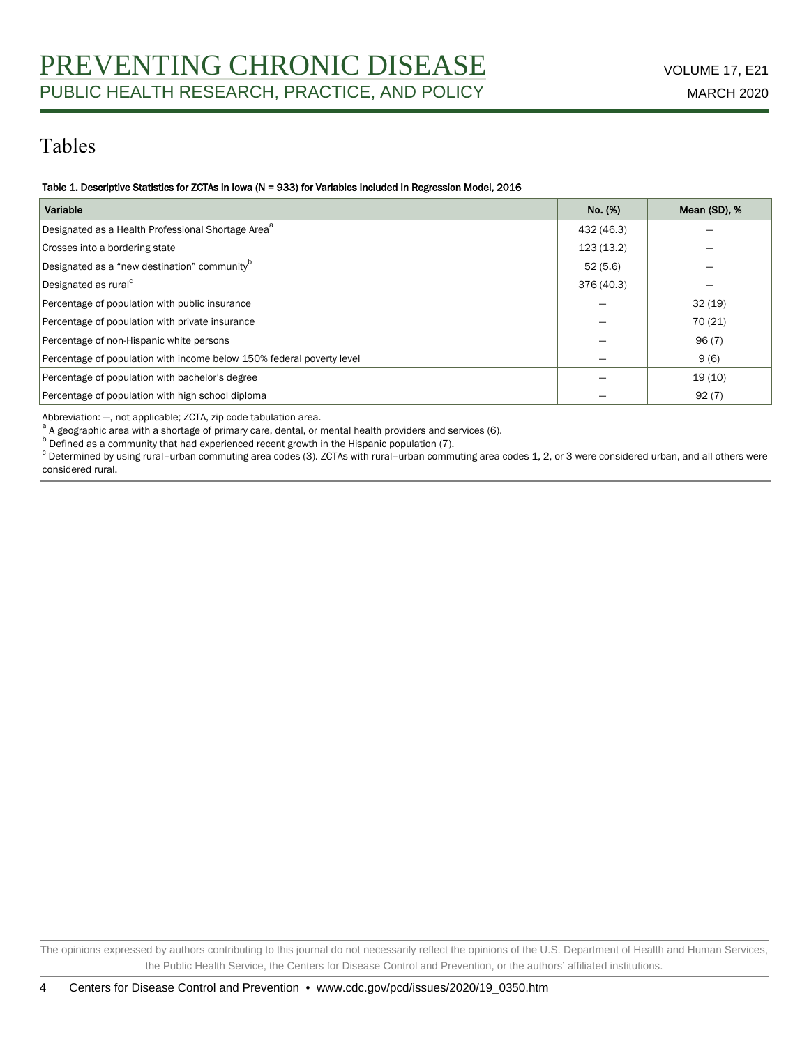# Tables

**Table 1. Descriptive Statistics for ZCTAs in Iowa (N = 933) for Variables Included In Regression Model, 2016**

| Variable | No. (%) | Mean (SD), % |
| --- | --- | --- |
| Designated as a Health Professional Shortage Area[a] | 432 (46.3) | — |
| Crosses into a bordering state | 123 (13.2) | — |
| Designated as a "new destination" community[b] | 52 (5.6) | — |
| Designated as rural[c] | 376 (40.3) | — |
| Percentage of population with public insurance | — | 32 (19) |
| Percentage of population with private insurance | — | 70 (21) |
| Percentage of non-Hispanic white persons | — | 96 (7) |
| Percentage of population with income below 150% federal poverty level | — | 9 (6) |
| Percentage of population with bachelor's degree | — | 19 (10) |
| Percentage of population with high school diploma | — | 92 (7) |

Abbreviation: —, not applicable; ZCTA, zip code tabulation area.
[a] A geographic area with a shortage of primary care, dental, or mental health providers and services (6).
[b] Defined as a community that had experienced recent growth in the Hispanic population (7).
[c] Determined by using rural–urban commuting area codes (3). ZCTAs with rural–urban commuting area codes 1, 2, or 3 were considered urban, and all others were considered rural.

The opinions expressed by authors contributing to this journal do not necessarily reflect the opinions of the U.S. Department of Health and Human Services, the Public Health Service, the Centers for Disease Control and Prevention, or the authors' affiliated institutions.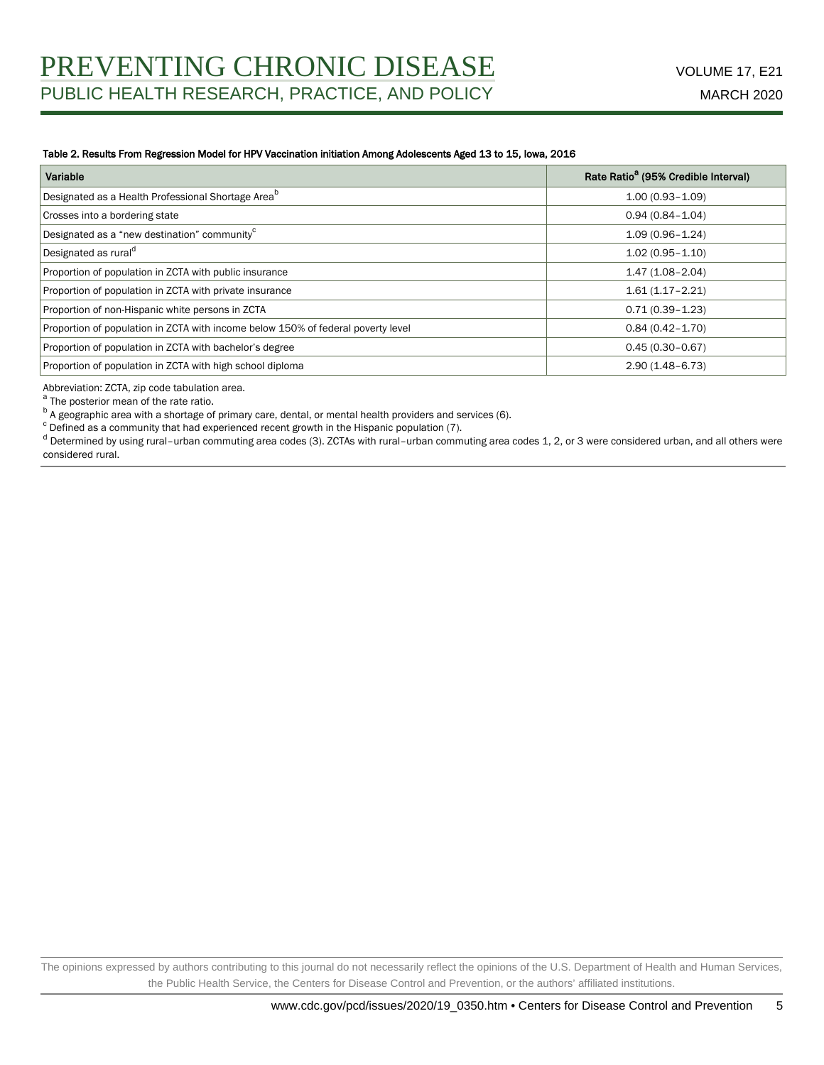Table 2. Results From Regression Model for HPV Vaccination initiation Among Adolescents Aged 13 to 15, Iowa, 2016

| Variable | Rate Ratio[a] (95% Credible Interval) |
| --- | --- |
| Designated as a Health Professional Shortage Area[b] | 1.00 (0.93–1.09) |
| Crosses into a bordering state | 0.94 (0.84–1.04) |
| Designated as a "new destination" community[c] | 1.09 (0.96–1.24) |
| Designated as rural[d] | 1.02 (0.95–1.10) |
| Proportion of population in ZCTA with public insurance | 1.47 (1.08–2.04) |
| Proportion of population in ZCTA with private insurance | 1.61 (1.17–2.21) |
| Proportion of non-Hispanic white persons in ZCTA | 0.71 (0.39–1.23) |
| Proportion of population in ZCTA with income below 150% of federal poverty level | 0.84 (0.42–1.70) |
| Proportion of population in ZCTA with bachelor's degree | 0.45 (0.30–0.67) |
| Proportion of population in ZCTA with high school diploma | 2.90 (1.48–6.73) |

Abbreviation: ZCTA, zip code tabulation area.

[a] The posterior mean of the rate ratio.

[b] A geographic area with a shortage of primary care, dental, or mental health providers and services (6).

[c] Defined as a community that had experienced recent growth in the Hispanic population (7).

[d] Determined by using rural–urban commuting area codes (3). ZCTAs with rural–urban commuting area codes 1, 2, or 3 were considered urban, and all others were considered rural.

The opinions expressed by authors contributing to this journal do not necessarily reflect the opinions of the U.S. Department of Health and Human Services, the Public Health Service, the Centers for Disease Control and Prevention, or the authors' affiliated institutions.